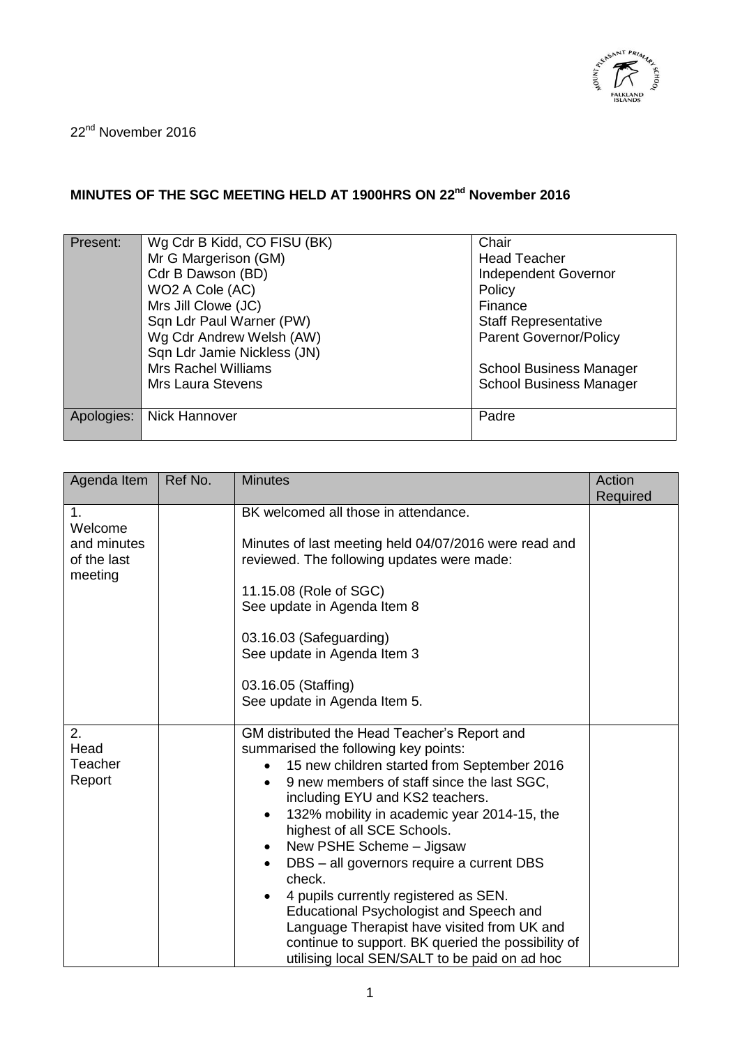22nd November 2016

**MINUTES OF THE SGC MEETING HELD AT 1900HRS ON 22nd November 2016**

| Present: | Wg Cdr B Kidd, CO FISU (BK)<br>Mr G Margerison (GM)<br>Cdr B Dawson (BD)<br>WO2 A Cole (AC)<br>Mrs Jill Clowe (JC)<br>Sqn Ldr Paul Warner (PW)<br>Wg Cdr Andrew Welsh (AW)<br>Sqn Ldr Jamie Nickless (JN)<br>Mrs Rachel Williams<br>Mrs Laura Stevens | Chair<br>Head Teacher<br>Independent Governor<br>Policy<br>Finance<br>Staff Representative<br>Parent Governor/Policy<br><br>School Business Manager<br>School Business Manager |
|---|---|---|
| Apologies: | Nick Hannover | Padre |

| Agenda Item | Ref No. | Minutes | Action Required |
|---|---|---|---|
| 1. Welcome and minutes of the last meeting | | BK welcomed all those in attendance.<br><br>Minutes of last meeting held 04/07/2016 were read and reviewed. The following updates were made:<br><br>11.15.08 (Role of SGC)<br>See update in Agenda Item 8<br><br>03.16.03 (Safeguarding)<br>See update in Agenda Item 3<br><br>03.16.05 (Staffing)<br>See update in Agenda Item 5. | |
| 2. Head Teacher Report | | GM distributed the Head Teacher's Report and summarised the following key points:<br>• 15 new children started from September 2016<br>• 9 new members of staff since the last SGC, including EYU and KS2 teachers.<br>• 132% mobility in academic year 2014-15, the highest of all SCE Schools.<br>• New PSHE Scheme – Jigsaw<br>• DBS – all governors require a current DBS check.<br>• 4 pupils currently registered as SEN. Educational Psychologist and Speech and Language Therapist have visited from UK and continue to support. BK queried the possibility of utilising local SEN/SALT to be paid on ad hoc | |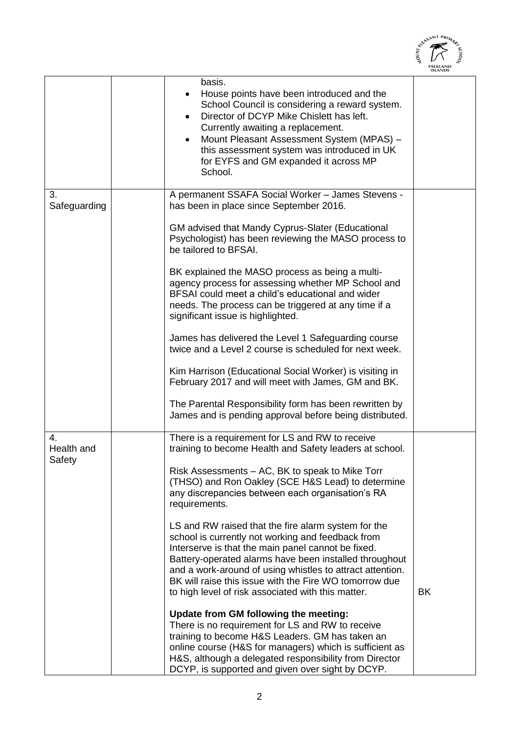| | | | |
|---|---|---|---|
| | | basis.<br>• House points have been introduced and the School Council is considering a reward system.<br>• Director of DCYP Mike Chislett has left. Currently awaiting a replacement.<br>• Mount Pleasant Assessment System (MPAS) – this assessment system was introduced in UK for EYFS and GM expanded it across MP School. | |
| 3. Safeguarding | | A permanent SSAFA Social Worker – James Stevens - has been in place since September 2016.<br><br>GM advised that Mandy Cyprus-Slater (Educational Psychologist) has been reviewing the MASO process to be tailored to BFSAI.<br><br>BK explained the MASO process as being a multi-agency process for assessing whether MP School and BFSAI could meet a child's educational and wider needs. The process can be triggered at any time if a significant issue is highlighted.<br><br>James has delivered the Level 1 Safeguarding course twice and a Level 2 course is scheduled for next week.<br><br>Kim Harrison (Educational Social Worker) is visiting in February 2017 and will meet with James, GM and BK.<br><br>The Parental Responsibility form has been rewritten by James and is pending approval before being distributed. | |
| 4. Health and Safety | | There is a requirement for LS and RW to receive training to become Health and Safety leaders at school.<br><br>Risk Assessments – AC, BK to speak to Mike Torr (THSO) and Ron Oakley (SCE H&S Lead) to determine any discrepancies between each organisation's RA requirements.<br><br>LS and RW raised that the fire alarm system for the school is currently not working and feedback from Interserve is that the main panel cannot be fixed. Battery-operated alarms have been installed throughout and a work-around of using whistles to attract attention. BK will raise this issue with the Fire WO tomorrow due to high level of risk associated with this matter.<br><br>**Update from GM following the meeting:**<br>There is no requirement for LS and RW to receive training to become H&S Leaders. GM has taken an online course (H&S for managers) which is sufficient as H&S, although a delegated responsibility from Director DCYP, is supported and given over sight by DCYP. | BK |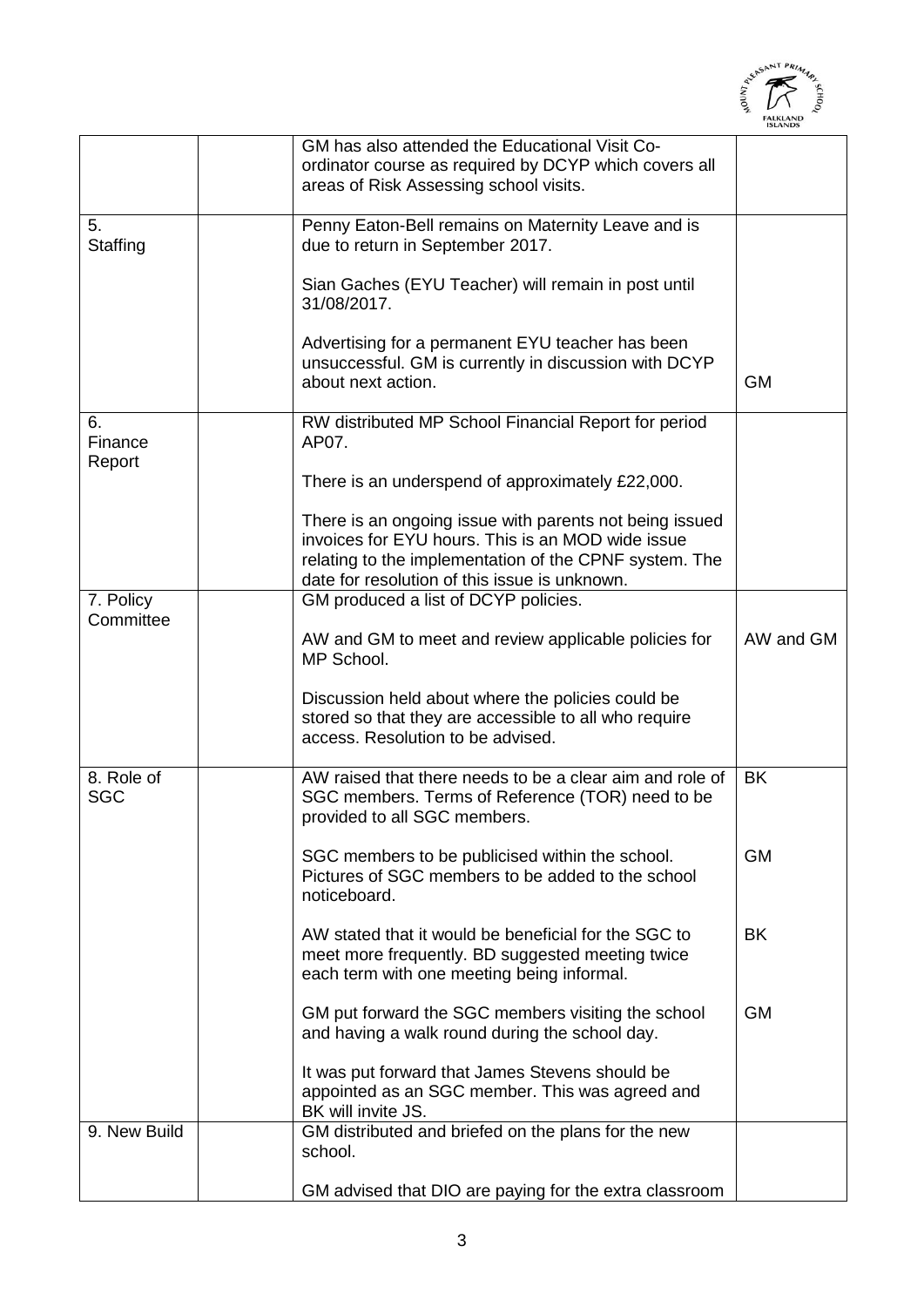| | | | |
|---|---|---|---|
| | | GM has also attended the Educational Visit Co-ordinator course as required by DCYP which covers all areas of Risk Assessing school visits. | |
| 5. Staffing | | Penny Eaton-Bell remains on Maternity Leave and is due to return in September 2017.<br><br>Sian Gaches (EYU Teacher) will remain in post until 31/08/2017.<br><br>Advertising for a permanent EYU teacher has been unsuccessful. GM is currently in discussion with DCYP about next action. | GM |
| 6. Finance Report | | RW distributed MP School Financial Report for period AP07.<br><br>There is an underspend of approximately £22,000.<br><br>There is an ongoing issue with parents not being issued invoices for EYU hours. This is an MOD wide issue relating to the implementation of the CPNF system. The date for resolution of this issue is unknown. | |
| 7. Policy Committee | | GM produced a list of DCYP policies.<br><br>AW and GM to meet and review applicable policies for MP School.<br><br>Discussion held about where the policies could be stored so that they are accessible to all who require access. Resolution to be advised. | AW and GM |
| 8. Role of SGC | | AW raised that there needs to be a clear aim and role of SGC members. Terms of Reference (TOR) need to be provided to all SGC members. | BK |
| | | SGC members to be publicised within the school. Pictures of SGC members to be added to the school noticeboard. | GM |
| | | AW stated that it would be beneficial for the SGC to meet more frequently. BD suggested meeting twice each term with one meeting being informal. | BK |
| | | GM put forward the SGC members visiting the school and having a walk round during the school day. | GM |
| | | It was put forward that James Stevens should be appointed as an SGC member. This was agreed and BK will invite JS. | |
| 9. New Build | | GM distributed and briefed on the plans for the new school.<br><br>GM advised that DIO are paying for the extra classroom | |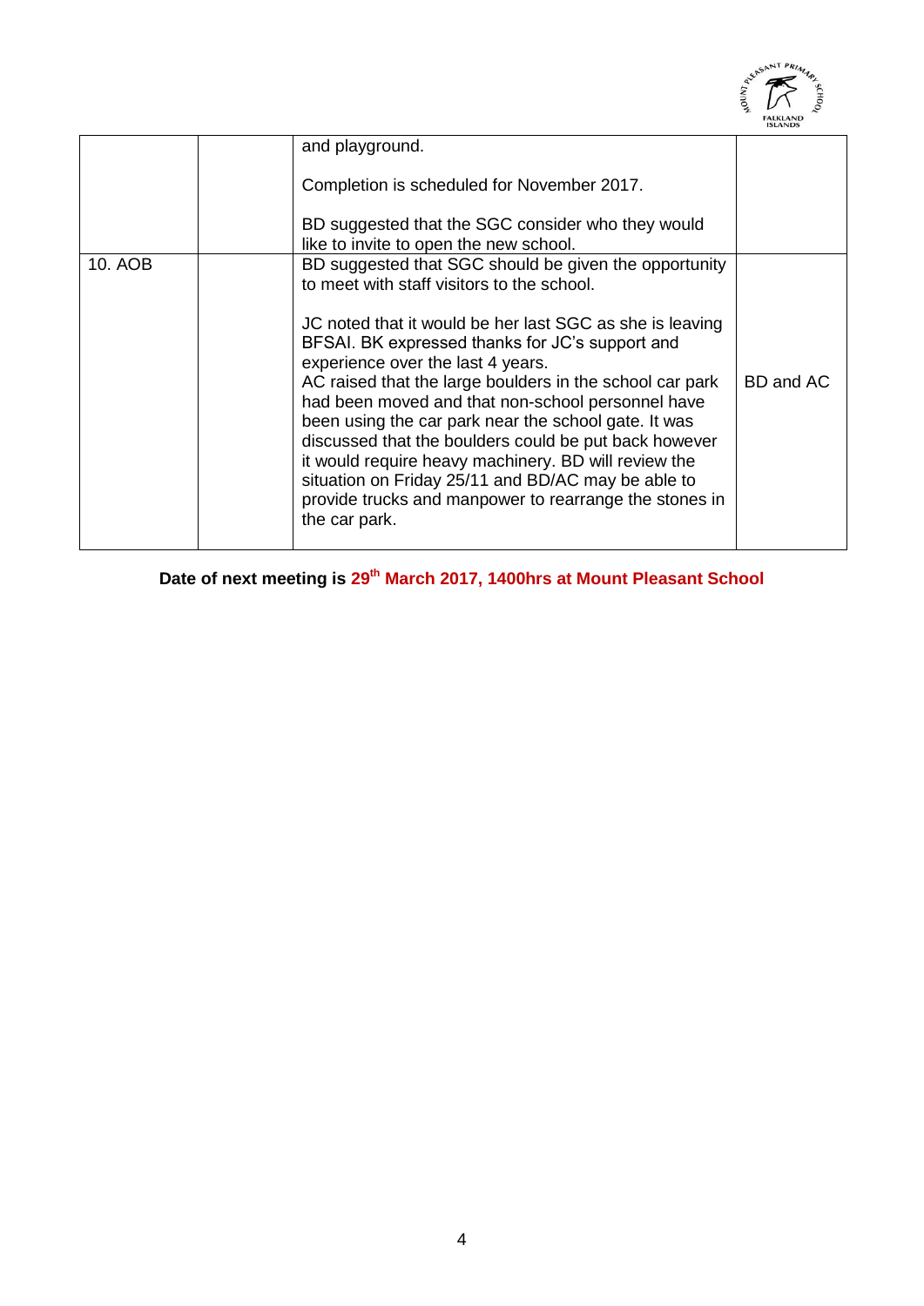| | | | |
|---|---|---|---|
| | | and playground.<br><br>Completion is scheduled for November 2017.<br><br>BD suggested that the SGC consider who they would like to invite to open the new school. | |
| 10. AOB | | BD suggested that SGC should be given the opportunity to meet with staff visitors to the school.<br><br>JC noted that it would be her last SGC as she is leaving BFSAI. BK expressed thanks for JC's support and experience over the last 4 years.<br>AC raised that the large boulders in the school car park had been moved and that non-school personnel have been using the car park near the school gate. It was discussed that the boulders could be put back however it would require heavy machinery. BD will review the situation on Friday 25/11 and BD/AC may be able to provide trucks and manpower to rearrange the stones in the car park. | BD and AC |

**Date of next meeting is 29th March 2017, 1400hrs at Mount Pleasant School**